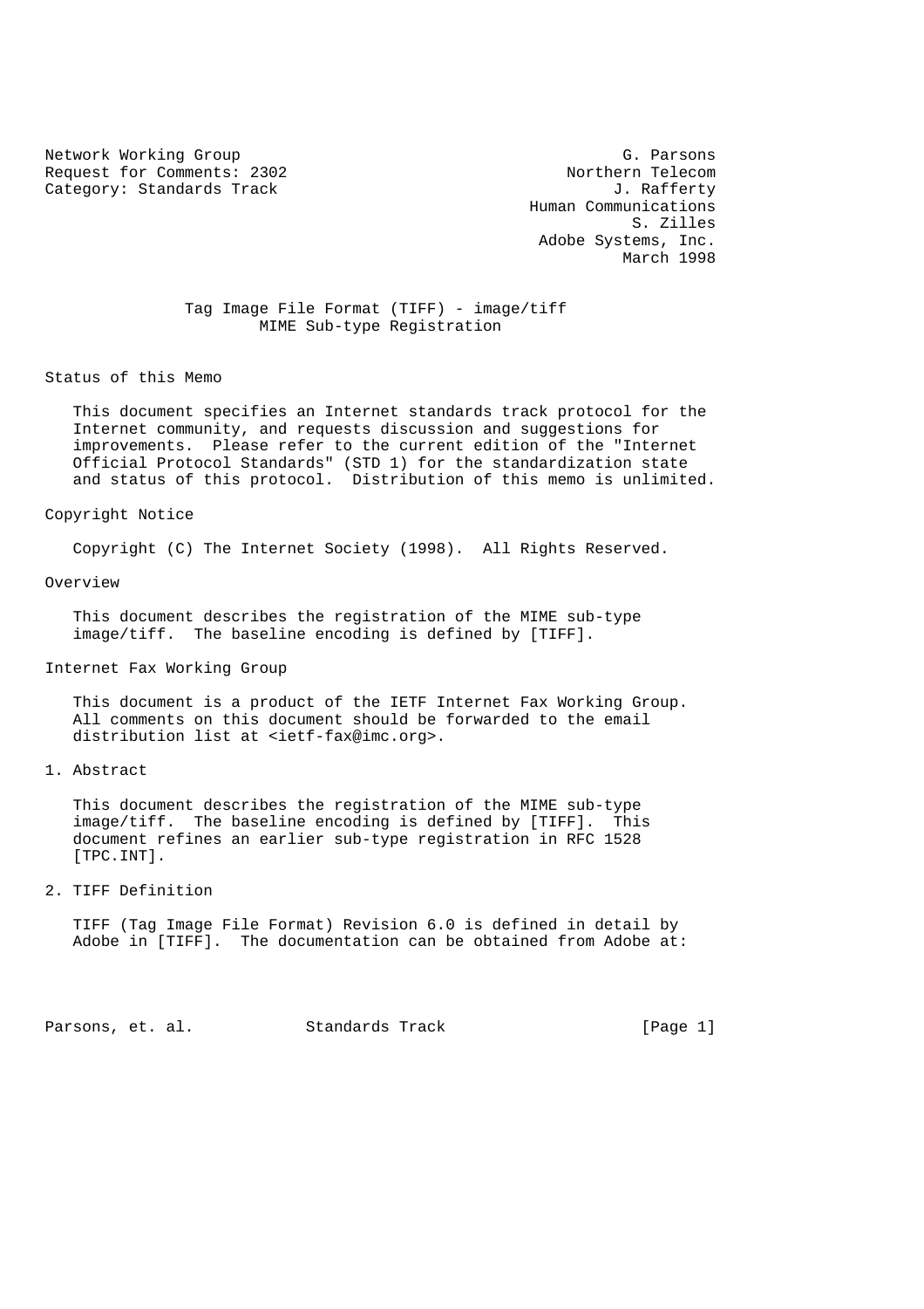Network Working Group G. Parsons
Request for Comments: 2302 Northern Telecom
Category: Standards Track J. Rafferty
Human Communications
S. Zilles
Adobe Systems, Inc.
March 1998

# Tag Image File Format (TIFF) - image/tiff MIME Sub-type Registration

## Status of this Memo

This document specifies an Internet standards track protocol for the Internet community, and requests discussion and suggestions for improvements. Please refer to the current edition of the "Internet Official Protocol Standards" (STD 1) for the standardization state and status of this protocol. Distribution of this memo is unlimited.

## Copyright Notice

Copyright (C) The Internet Society (1998). All Rights Reserved.

## Overview

This document describes the registration of the MIME sub-type image/tiff. The baseline encoding is defined by [TIFF].

## Internet Fax Working Group

This document is a product of the IETF Internet Fax Working Group. All comments on this document should be forwarded to the email distribution list at <ietf-fax@imc.org>.

## 1. Abstract

This document describes the registration of the MIME sub-type image/tiff. The baseline encoding is defined by [TIFF]. This document refines an earlier sub-type registration in RFC 1528 [TPC.INT].

## 2. TIFF Definition

TIFF (Tag Image File Format) Revision 6.0 is defined in detail by Adobe in [TIFF]. The documentation can be obtained from Adobe at: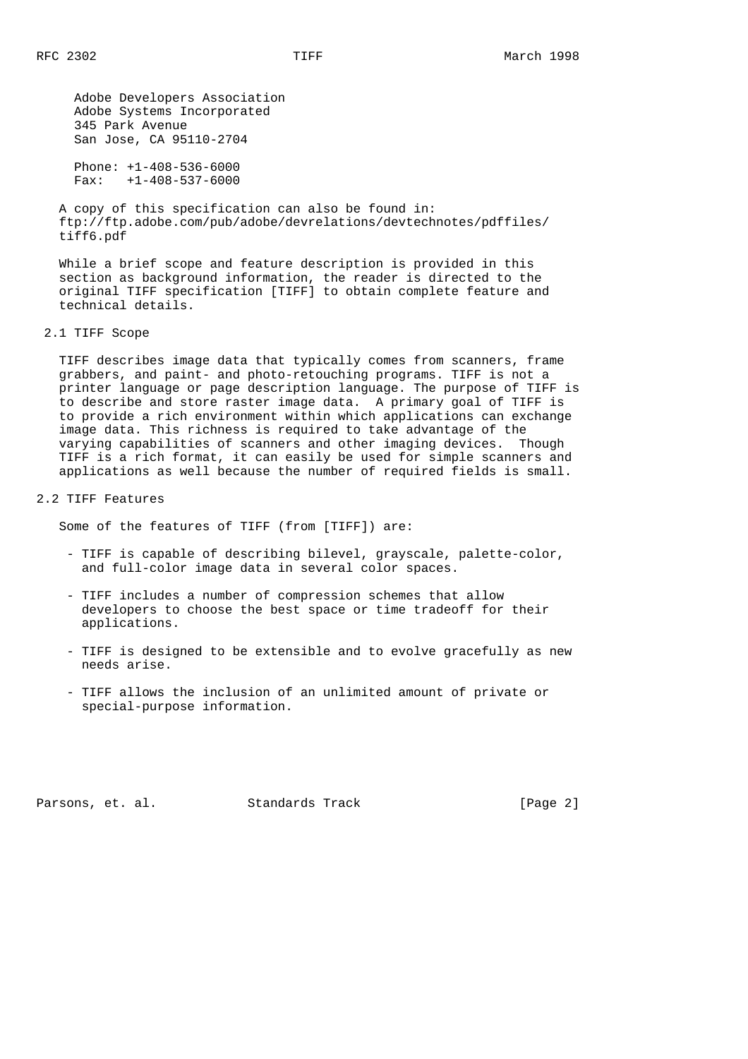Adobe Developers Association
Adobe Systems Incorporated
345 Park Avenue
San Jose, CA 95110-2704

Phone: +1-408-536-6000
Fax: +1-408-537-6000

A copy of this specification can also be found in:
ftp://ftp.adobe.com/pub/adobe/devrelations/devtechnotes/pdffiles/tiff6.pdf

While a brief scope and feature description is provided in this section as background information, the reader is directed to the original TIFF specification [TIFF] to obtain complete feature and technical details.

## 2.1 TIFF Scope

TIFF describes image data that typically comes from scanners, frame grabbers, and paint- and photo-retouching programs. TIFF is not a printer language or page description language. The purpose of TIFF is to describe and store raster image data. A primary goal of TIFF is to provide a rich environment within which applications can exchange image data. This richness is required to take advantage of the varying capabilities of scanners and other imaging devices. Though TIFF is a rich format, it can easily be used for simple scanners and applications as well because the number of required fields is small.

## 2.2 TIFF Features

Some of the features of TIFF (from [TIFF]) are:

- TIFF is capable of describing bilevel, grayscale, palette-color, and full-color image data in several color spaces.

- TIFF includes a number of compression schemes that allow developers to choose the best space or time tradeoff for their applications.

- TIFF is designed to be extensible and to evolve gracefully as new needs arise.

- TIFF allows the inclusion of an unlimited amount of private or special-purpose information.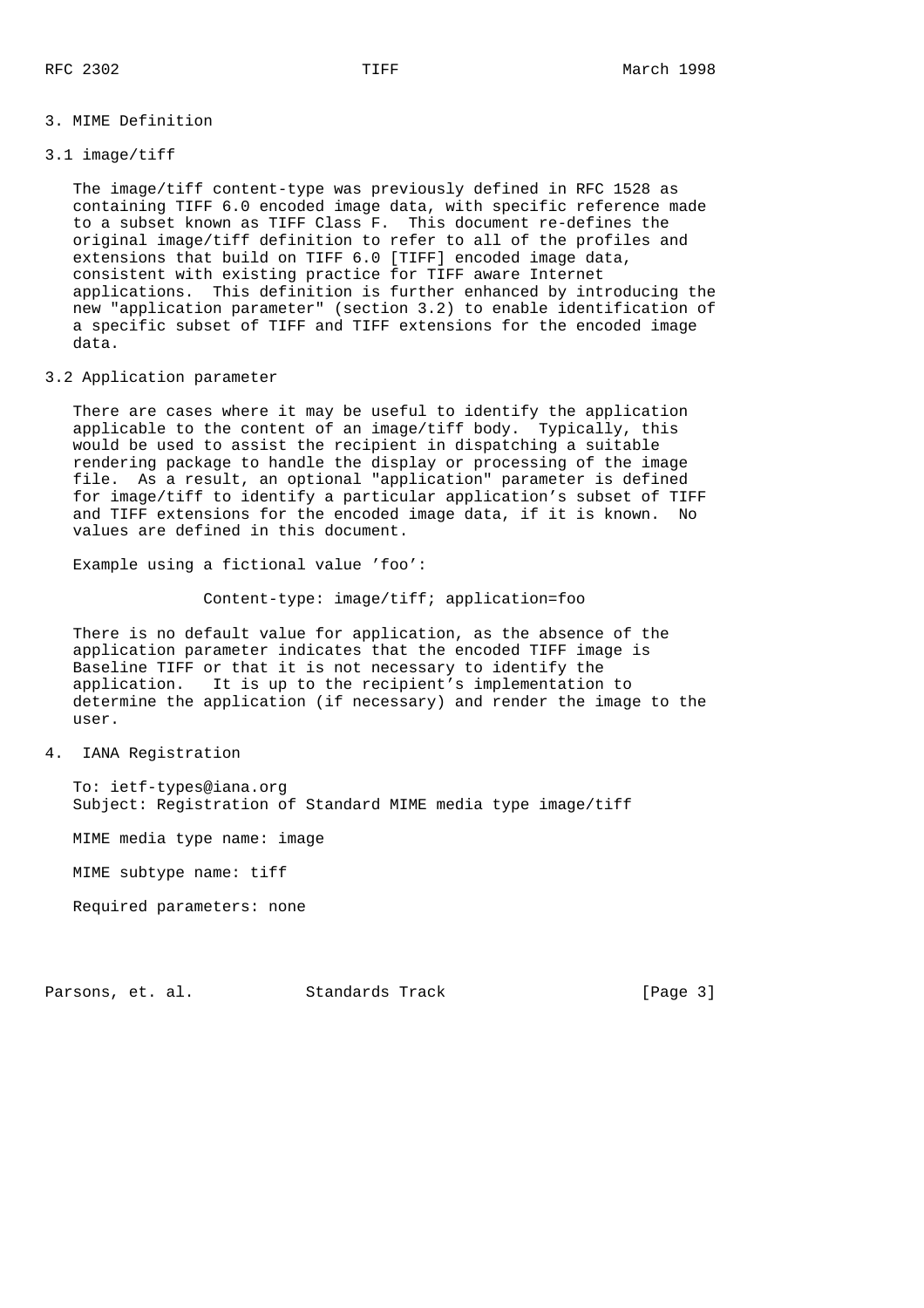## 3. MIME Definition

### 3.1 image/tiff

The image/tiff content-type was previously defined in RFC 1528 as containing TIFF 6.0 encoded image data, with specific reference made to a subset known as TIFF Class F. This document re-defines the original image/tiff definition to refer to all of the profiles and extensions that build on TIFF 6.0 [TIFF] encoded image data, consistent with existing practice for TIFF aware Internet applications. This definition is further enhanced by introducing the new "application parameter" (section 3.2) to enable identification of a specific subset of TIFF and TIFF extensions for the encoded image data.

### 3.2 Application parameter

There are cases where it may be useful to identify the application applicable to the content of an image/tiff body. Typically, this would be used to assist the recipient in dispatching a suitable rendering package to handle the display or processing of the image file. As a result, an optional "application" parameter is defined for image/tiff to identify a particular application's subset of TIFF and TIFF extensions for the encoded image data, if it is known. No values are defined in this document.

Example using a fictional value 'foo':

```
Content-type: image/tiff; application=foo
```

There is no default value for application, as the absence of the application parameter indicates that the encoded TIFF image is Baseline TIFF or that it is not necessary to identify the application. It is up to the recipient's implementation to determine the application (if necessary) and render the image to the user.

## 4. IANA Registration

To: ietf-types@iana.org
Subject: Registration of Standard MIME media type image/tiff

MIME media type name: image

MIME subtype name: tiff

Required parameters: none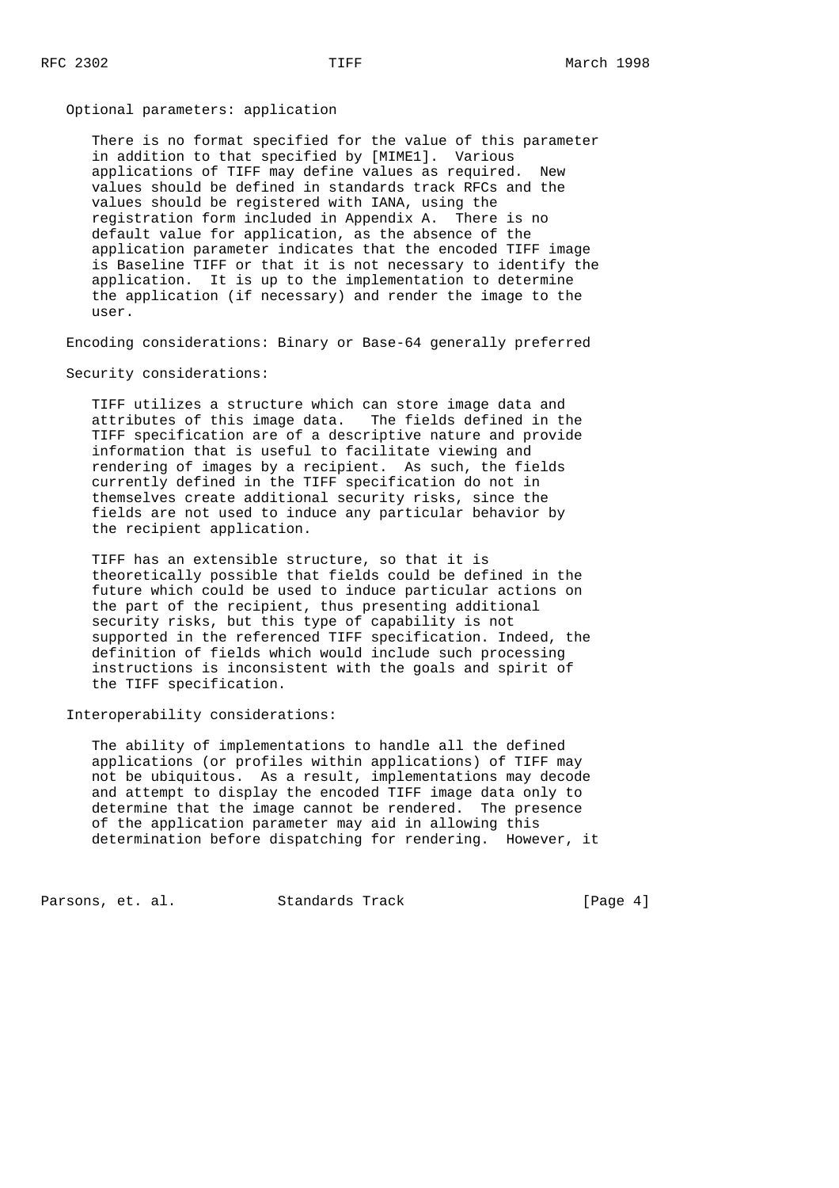Optional parameters: application

There is no format specified for the value of this parameter in addition to that specified by [MIME1]. Various applications of TIFF may define values as required. New values should be defined in standards track RFCs and the values should be registered with IANA, using the registration form included in Appendix A. There is no default value for application, as the absence of the application parameter indicates that the encoded TIFF image is Baseline TIFF or that it is not necessary to identify the application. It is up to the implementation to determine the application (if necessary) and render the image to the user.

Encoding considerations: Binary or Base-64 generally preferred

Security considerations:

TIFF utilizes a structure which can store image data and attributes of this image data. The fields defined in the TIFF specification are of a descriptive nature and provide information that is useful to facilitate viewing and rendering of images by a recipient. As such, the fields currently defined in the TIFF specification do not in themselves create additional security risks, since the fields are not used to induce any particular behavior by the recipient application.

TIFF has an extensible structure, so that it is theoretically possible that fields could be defined in the future which could be used to induce particular actions on the part of the recipient, thus presenting additional security risks, but this type of capability is not supported in the referenced TIFF specification. Indeed, the definition of fields which would include such processing instructions is inconsistent with the goals and spirit of the TIFF specification.

Interoperability considerations:

The ability of implementations to handle all the defined applications (or profiles within applications) of TIFF may not be ubiquitous. As a result, implementations may decode and attempt to display the encoded TIFF image data only to determine that the image cannot be rendered. The presence of the application parameter may aid in allowing this determination before dispatching for rendering. However, it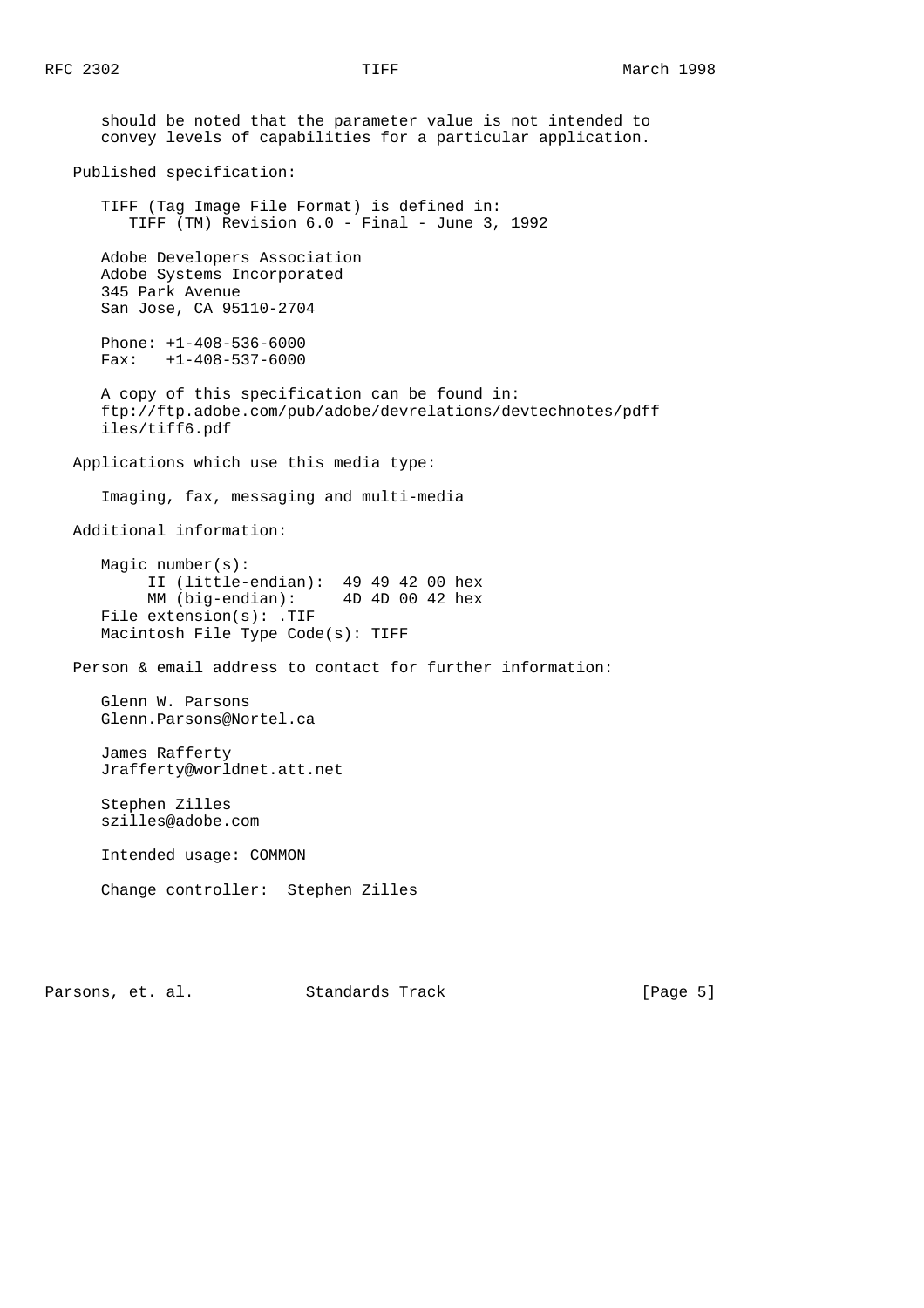should be noted that the parameter value is not intended to convey levels of capabilities for a particular application.

Published specification:

TIFF (Tag Image File Format) is defined in:
TIFF (TM) Revision 6.0 - Final - June 3, 1992

Adobe Developers Association
Adobe Systems Incorporated
345 Park Avenue
San Jose, CA 95110-2704

Phone: +1-408-536-6000
Fax: +1-408-537-6000

A copy of this specification can be found in:
ftp://ftp.adobe.com/pub/adobe/devrelations/devtechnotes/pdff
iles/tiff6.pdf

Applications which use this media type:

Imaging, fax, messaging and multi-media

Additional information:

Magic number(s):
II (little-endian): 49 49 42 00 hex
MM (big-endian): 4D 4D 00 42 hex
File extension(s): .TIF
Macintosh File Type Code(s): TIFF

Person & email address to contact for further information:

Glenn W. Parsons
Glenn.Parsons@Nortel.ca

James Rafferty
Jrafferty@worldnet.att.net

Stephen Zilles
szilles@adobe.com

Intended usage: COMMON

Change controller: Stephen Zilles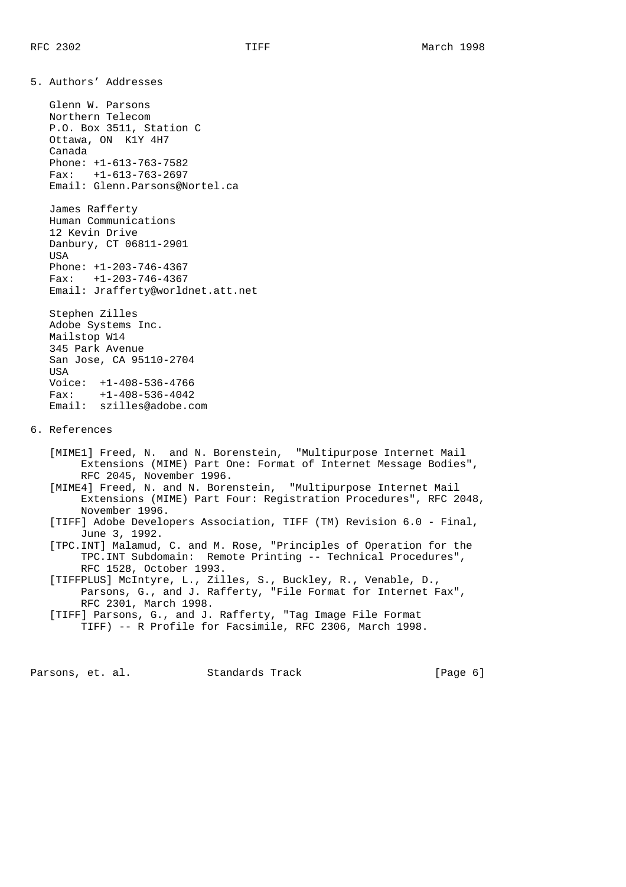## 5. Authors' Addresses

Glenn W. Parsons
Northern Telecom
P.O. Box 3511, Station C
Ottawa, ON  K1Y 4H7
Canada
Phone: +1-613-763-7582
Fax:   +1-613-763-2697
Email: Glenn.Parsons@Nortel.ca

James Rafferty
Human Communications
12 Kevin Drive
Danbury, CT 06811-2901
USA
Phone: +1-203-746-4367
Fax:   +1-203-746-4367
Email: Jrafferty@worldnet.att.net

Stephen Zilles
Adobe Systems Inc.
Mailstop W14
345 Park Avenue
San Jose, CA 95110-2704
USA
Voice:  +1-408-536-4766
Fax:    +1-408-536-4042
Email:  szilles@adobe.com

## 6. References

[MIME1] Freed, N.  and N. Borenstein,  "Multipurpose Internet Mail Extensions (MIME) Part One: Format of Internet Message Bodies", RFC 2045, November 1996.

[MIME4] Freed, N. and N. Borenstein,  "Multipurpose Internet Mail Extensions (MIME) Part Four: Registration Procedures", RFC 2048, November 1996.

[TIFF] Adobe Developers Association, TIFF (TM) Revision 6.0 - Final, June 3, 1992.

[TPC.INT] Malamud, C. and M. Rose, "Principles of Operation for the TPC.INT Subdomain:  Remote Printing -- Technical Procedures", RFC 1528, October 1993.

[TIFFPLUS] McIntyre, L., Zilles, S., Buckley, R., Venable, D., Parsons, G., and J. Rafferty, "File Format for Internet Fax", RFC 2301, March 1998.

[TIFF] Parsons, G., and J. Rafferty, "Tag Image File Format TIFF) -- R Profile for Facsimile, RFC 2306, March 1998.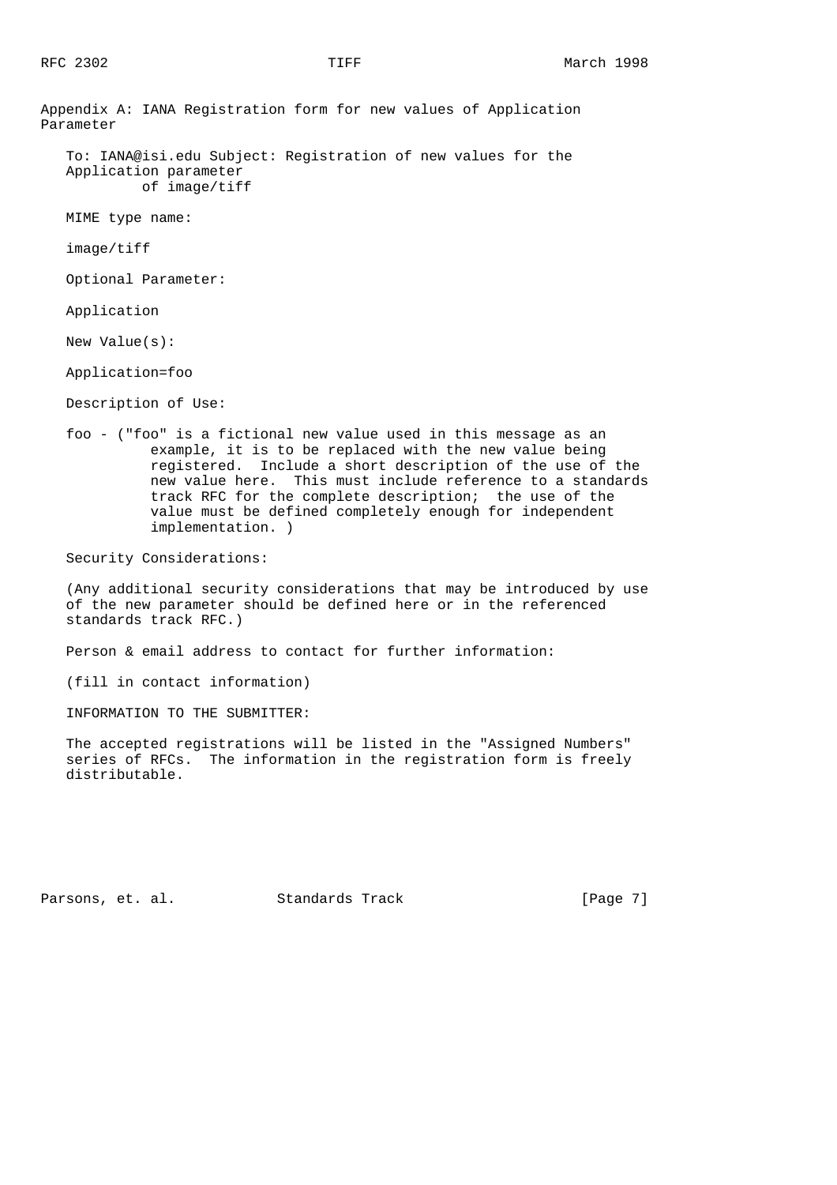## Appendix A: IANA Registration form for new values of Application Parameter

To: IANA@isi.edu Subject: Registration of new values for the Application parameter of image/tiff

MIME type name:

image/tiff

Optional Parameter:

Application

New Value(s):

Application=foo

Description of Use:

foo - ("foo" is a fictional new value used in this message as an example, it is to be replaced with the new value being registered. Include a short description of the use of the new value here. This must include reference to a standards track RFC for the complete description; the use of the value must be defined completely enough for independent implementation. )

Security Considerations:

(Any additional security considerations that may be introduced by use of the new parameter should be defined here or in the referenced standards track RFC.)

Person & email address to contact for further information:

(fill in contact information)

INFORMATION TO THE SUBMITTER:

The accepted registrations will be listed in the "Assigned Numbers" series of RFCs. The information in the registration form is freely distributable.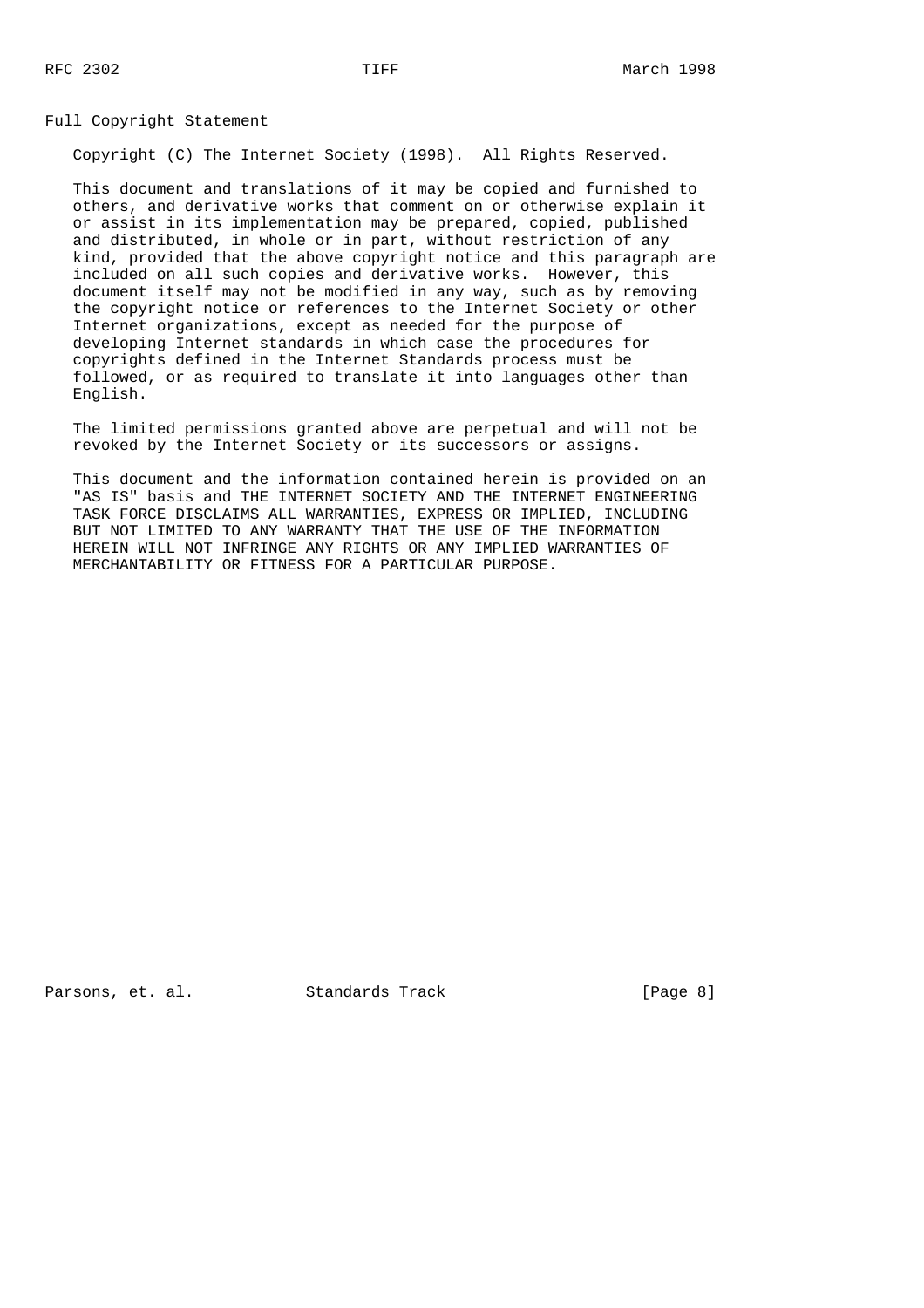## Full Copyright Statement

Copyright (C) The Internet Society (1998). All Rights Reserved.

This document and translations of it may be copied and furnished to others, and derivative works that comment on or otherwise explain it or assist in its implementation may be prepared, copied, published and distributed, in whole or in part, without restriction of any kind, provided that the above copyright notice and this paragraph are included on all such copies and derivative works. However, this document itself may not be modified in any way, such as by removing the copyright notice or references to the Internet Society or other Internet organizations, except as needed for the purpose of developing Internet standards in which case the procedures for copyrights defined in the Internet Standards process must be followed, or as required to translate it into languages other than English.

The limited permissions granted above are perpetual and will not be revoked by the Internet Society or its successors or assigns.

This document and the information contained herein is provided on an "AS IS" basis and THE INTERNET SOCIETY AND THE INTERNET ENGINEERING TASK FORCE DISCLAIMS ALL WARRANTIES, EXPRESS OR IMPLIED, INCLUDING BUT NOT LIMITED TO ANY WARRANTY THAT THE USE OF THE INFORMATION HEREIN WILL NOT INFRINGE ANY RIGHTS OR ANY IMPLIED WARRANTIES OF MERCHANTABILITY OR FITNESS FOR A PARTICULAR PURPOSE.